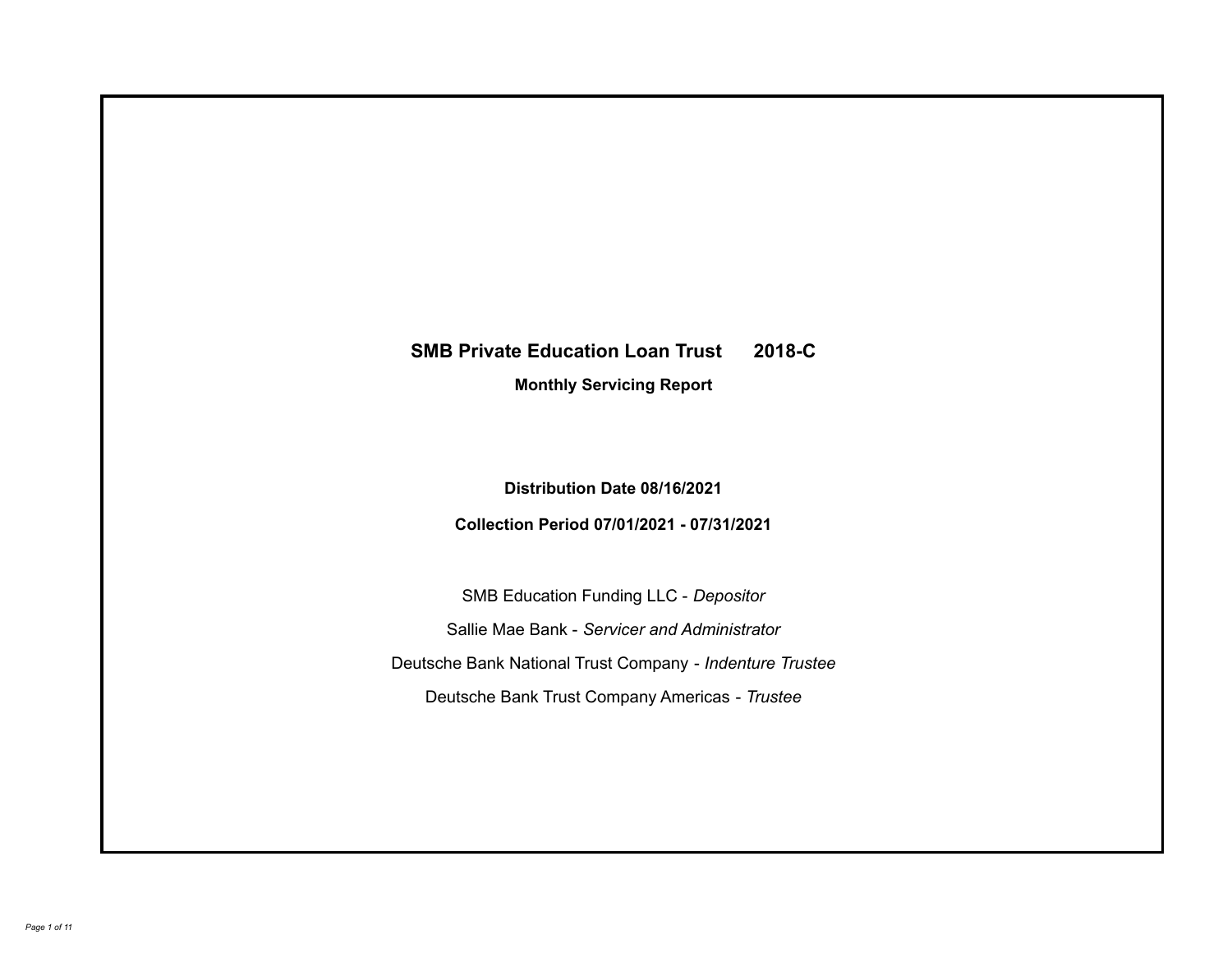# SMB Private Education Loan Trust 2018-C

## Monthly Servicing Report

**Distribution Date 08/16/2021**

**Collection Period 07/01/2021 - 07/31/2021**

SMB Education Funding LLC - *Depositor*

Sallie Mae Bank - *Servicer and Administrator*

Deutsche Bank National Trust Company - *Indenture Trustee*

Deutsche Bank Trust Company Americas - *Trustee*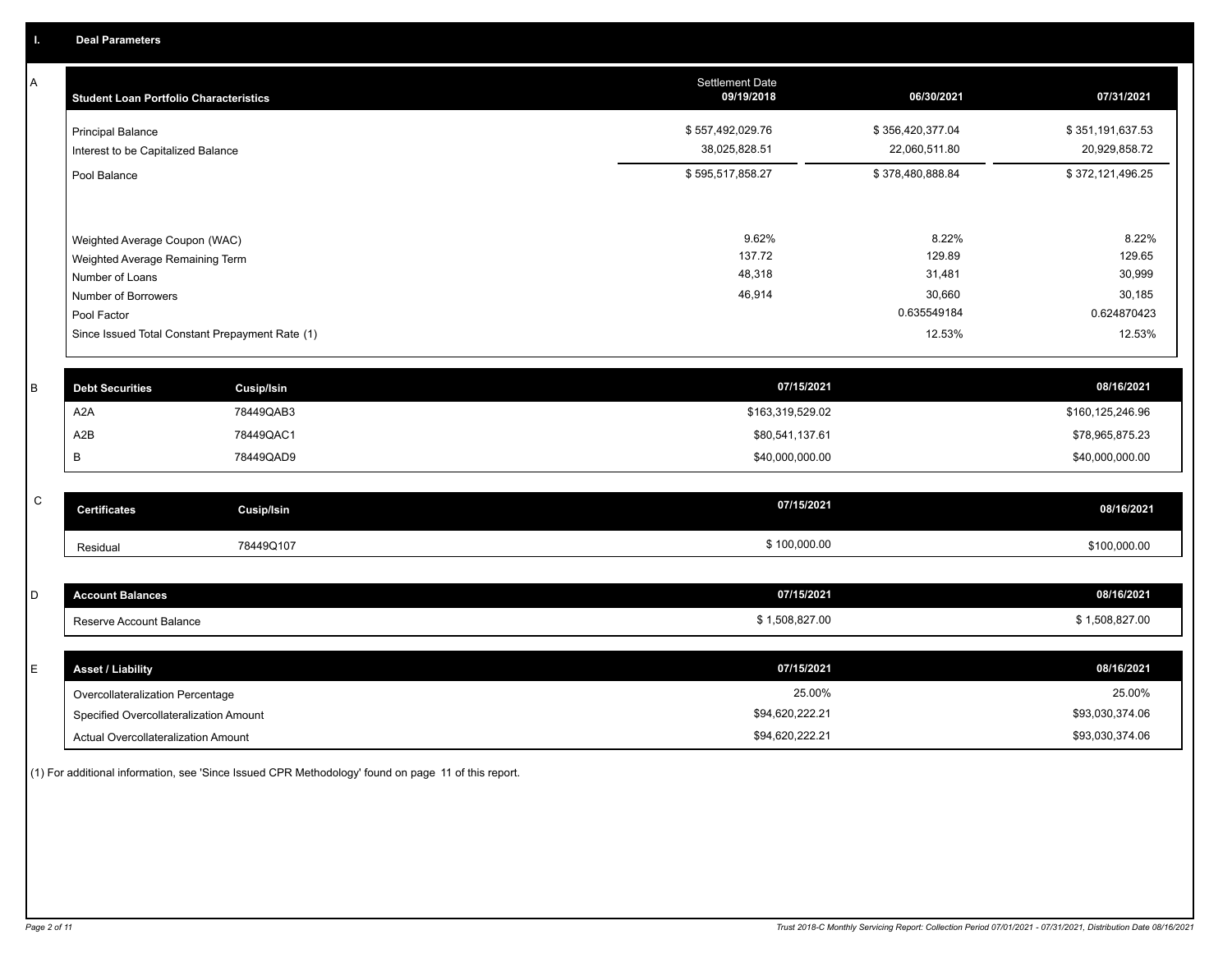## I. Deal Parameters

### A

| Student Loan Portfolio Characteristics | Settlement Date 09/19/2018 | 06/30/2021 | 07/31/2021 |
|---|---|---|---|
| Principal Balance | $ 557,492,029.76 | $ 356,420,377.04 | $ 351,191,637.53 |
| Interest to be Capitalized Balance | 38,025,828.51 | 22,060,511.80 | 20,929,858.72 |
| Pool Balance | $ 595,517,858.27 | $ 378,480,888.84 | $ 372,121,496.25 |
| Weighted Average Coupon (WAC) | 9.62% | 8.22% | 8.22% |
| Weighted Average Remaining Term | 137.72 | 129.89 | 129.65 |
| Number of Loans | 48,318 | 31,481 | 30,999 |
| Number of Borrowers | 46,914 | 30,660 | 30,185 |
| Pool Factor | | 0.635549184 | 0.624870423 |
| Since Issued Total Constant Prepayment Rate (1) | | 12.53% | 12.53% |

### B

| Debt Securities | Cusip/Isin | 07/15/2021 | 08/16/2021 |
|---|---|---|---|
| A2A | 78449QAB3 | $163,319,529.02 | $160,125,246.96 |
| A2B | 78449QAC1 | $80,541,137.61 | $78,965,875.23 |
| B | 78449QAD9 | $40,000,000.00 | $40,000,000.00 |

### C

| Certificates | Cusip/Isin | 07/15/2021 | 08/16/2021 |
|---|---|---|---|
| Residual | 78449Q107 | $ 100,000.00 | $100,000.00 |

### D

| Account Balances | 07/15/2021 | 08/16/2021 |
|---|---|---|
| Reserve Account Balance | $ 1,508,827.00 | $ 1,508,827.00 |

### E

| Asset / Liability | 07/15/2021 | 08/16/2021 |
|---|---|---|
| Overcollateralization Percentage | 25.00% | 25.00% |
| Specified Overcollateralization Amount | $94,620,222.21 | $93,030,374.06 |
| Actual Overcollateralization Amount | $94,620,222.21 | $93,030,374.06 |

(1) For additional information, see 'Since Issued CPR Methodology' found on page 11 of this report.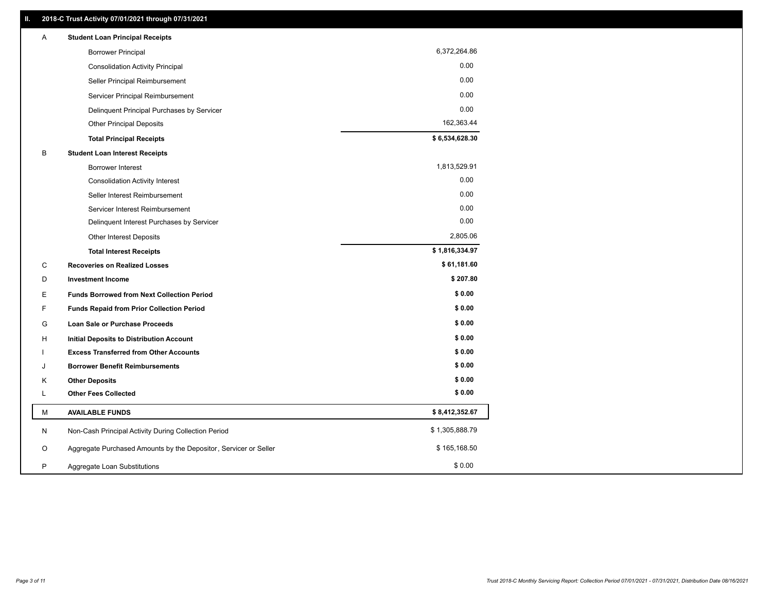## II. 2018-C Trust Activity 07/01/2021 through 07/31/2021

| | | |
|---|---|---|
| A | **Student Loan Principal Receipts** | |
| | Borrower Principal | 6,372,264.86 |
| | Consolidation Activity Principal | 0.00 |
| | Seller Principal Reimbursement | 0.00 |
| | Servicer Principal Reimbursement | 0.00 |
| | Delinquent Principal Purchases by Servicer | 0.00 |
| | Other Principal Deposits | 162,363.44 |
| | **Total Principal Receipts** | **$ 6,534,628.30** |
| B | **Student Loan Interest Receipts** | |
| | Borrower Interest | 1,813,529.91 |
| | Consolidation Activity Interest | 0.00 |
| | Seller Interest Reimbursement | 0.00 |
| | Servicer Interest Reimbursement | 0.00 |
| | Delinquent Interest Purchases by Servicer | 0.00 |
| | Other Interest Deposits | 2,805.06 |
| | **Total Interest Receipts** | **$ 1,816,334.97** |
| C | **Recoveries on Realized Losses** | **$ 61,181.60** |
| D | **Investment Income** | **$ 207.80** |
| E | **Funds Borrowed from Next Collection Period** | **$ 0.00** |
| F | **Funds Repaid from Prior Collection Period** | **$ 0.00** |
| G | **Loan Sale or Purchase Proceeds** | **$ 0.00** |
| H | **Initial Deposits to Distribution Account** | **$ 0.00** |
| I | **Excess Transferred from Other Accounts** | **$ 0.00** |
| J | **Borrower Benefit Reimbursements** | **$ 0.00** |
| K | **Other Deposits** | **$ 0.00** |
| L | **Other Fees Collected** | **$ 0.00** |
| M | **AVAILABLE FUNDS** | **$ 8,412,352.67** |
| N | Non-Cash Principal Activity During Collection Period | $ 1,305,888.79 |
| O | Aggregate Purchased Amounts by the Depositor, Servicer or Seller | $ 165,168.50 |
| P | Aggregate Loan Substitutions | $ 0.00 |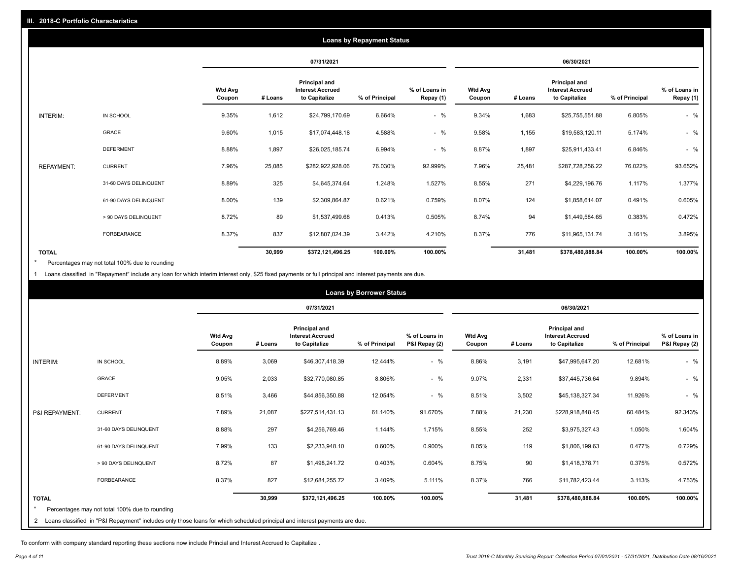## III. 2018-C Portfolio Characteristics

### Loans by Repayment Status

| | | 07/31/2021 | | | | | 06/30/2021 | | | | |
|---|---|---|---|---|---|---|---|---|---|---|---|
| | | Wtd Avg Coupon | # Loans | Principal and Interest Accrued to Capitalize | % of Principal | % of Loans in Repay (1) | Wtd Avg Coupon | # Loans | Principal and Interest Accrued to Capitalize | % of Principal | % of Loans in Repay (1) |
| INTERIM: | IN SCHOOL | 9.35% | 1,612 | $24,799,170.69 | 6.664% | - % | 9.34% | 1,683 | $25,755,551.88 | 6.805% | - % |
| | GRACE | 9.60% | 1,015 | $17,074,448.18 | 4.588% | - % | 9.58% | 1,155 | $19,583,120.11 | 5.174% | - % |
| | DEFERMENT | 8.88% | 1,897 | $26,025,185.74 | 6.994% | - % | 8.87% | 1,897 | $25,911,433.41 | 6.846% | - % |
| REPAYMENT: | CURRENT | 7.96% | 25,085 | $282,922,928.06 | 76.030% | 92.999% | 7.96% | 25,481 | $287,728,256.22 | 76.022% | 93.652% |
| | 31-60 DAYS DELINQUENT | 8.89% | 325 | $4,645,374.64 | 1.248% | 1.527% | 8.55% | 271 | $4,229,196.76 | 1.117% | 1.377% |
| | 61-90 DAYS DELINQUENT | 8.00% | 139 | $2,309,864.87 | 0.621% | 0.759% | 8.07% | 124 | $1,858,614.07 | 0.491% | 0.605% |
| | > 90 DAYS DELINQUENT | 8.72% | 89 | $1,537,499.68 | 0.413% | 0.505% | 8.74% | 94 | $1,449,584.65 | 0.383% | 0.472% |
| | FORBEARANCE | 8.37% | 837 | $12,807,024.39 | 3.442% | 4.210% | 8.37% | 776 | $11,965,131.74 | 3.161% | 3.895% |
| TOTAL | | | 30,999 | $372,121,496.25 | 100.00% | 100.00% | | 31,481 | $378,480,888.84 | 100.00% | 100.00% |

\* Percentages may not total 100% due to rounding

1 Loans classified in "Repayment" include any loan for which interim interest only, $25 fixed payments or full principal and interest payments are due.

### Loans by Borrower Status

| | | 07/31/2021 | | | | | 06/30/2021 | | | | |
|---|---|---|---|---|---|---|---|---|---|---|---|
| | | Wtd Avg Coupon | # Loans | Principal and Interest Accrued to Capitalize | % of Principal | % of Loans in P&I Repay (2) | Wtd Avg Coupon | # Loans | Principal and Interest Accrued to Capitalize | % of Principal | % of Loans in P&I Repay (2) |
| INTERIM: | IN SCHOOL | 8.89% | 3,069 | $46,307,418.39 | 12.444% | - % | 8.86% | 3,191 | $47,995,647.20 | 12.681% | - % |
| | GRACE | 9.05% | 2,033 | $32,770,080.85 | 8.806% | - % | 9.07% | 2,331 | $37,445,736.64 | 9.894% | - % |
| | DEFERMENT | 8.51% | 3,466 | $44,856,350.88 | 12.054% | - % | 8.51% | 3,502 | $45,138,327.34 | 11.926% | - % |
| P&I REPAYMENT: | CURRENT | 7.89% | 21,087 | $227,514,431.13 | 61.140% | 91.670% | 7.88% | 21,230 | $228,918,848.45 | 60.484% | 92.343% |
| | 31-60 DAYS DELINQUENT | 8.88% | 297 | $4,256,769.46 | 1.144% | 1.715% | 8.55% | 252 | $3,975,327.43 | 1.050% | 1.604% |
| | 61-90 DAYS DELINQUENT | 7.99% | 133 | $2,233,948.10 | 0.600% | 0.900% | 8.05% | 119 | $1,806,199.63 | 0.477% | 0.729% |
| | > 90 DAYS DELINQUENT | 8.72% | 87 | $1,498,241.72 | 0.403% | 0.604% | 8.75% | 90 | $1,418,378.71 | 0.375% | 0.572% |
| | FORBEARANCE | 8.37% | 827 | $12,684,255.72 | 3.409% | 5.111% | 8.37% | 766 | $11,782,423.44 | 3.113% | 4.753% |
| TOTAL | | | 30,999 | $372,121,496.25 | 100.00% | 100.00% | | 31,481 | $378,480,888.84 | 100.00% | 100.00% |

\* Percentages may not total 100% due to rounding

2 Loans classified in "P&I Repayment" includes only those loans for which scheduled principal and interest payments are due.

To conform with company standard reporting these sections now include Princial and Interest Accrued to Capitalize .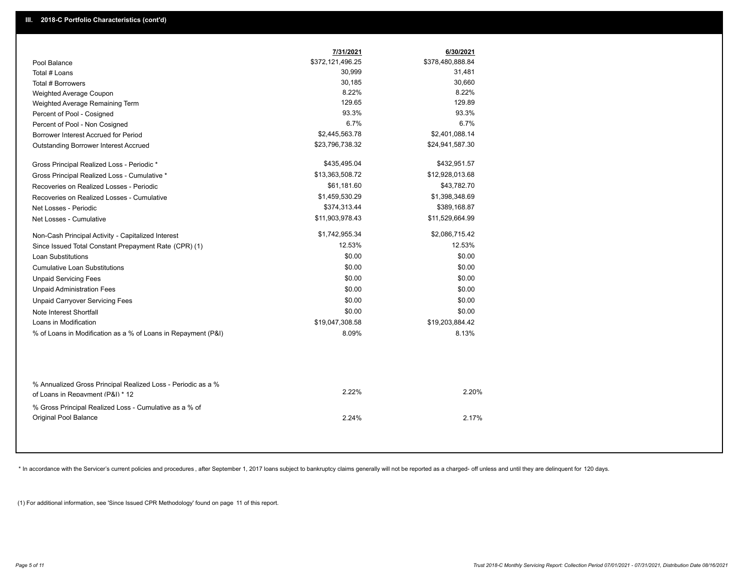## III. 2018-C Portfolio Characteristics (cont'd)

| | 7/31/2021 | 6/30/2021 |
|---|---|---|
| Pool Balance | $372,121,496.25 | $378,480,888.84 |
| Total # Loans | 30,999 | 31,481 |
| Total # Borrowers | 30,185 | 30,660 |
| Weighted Average Coupon | 8.22% | 8.22% |
| Weighted Average Remaining Term | 129.65 | 129.89 |
| Percent of Pool - Cosigned | 93.3% | 93.3% |
| Percent of Pool - Non Cosigned | 6.7% | 6.7% |
| Borrower Interest Accrued for Period | $2,445,563.78 | $2,401,088.14 |
| Outstanding Borrower Interest Accrued | $23,796,738.32 | $24,941,587.30 |
| Gross Principal Realized Loss - Periodic * | $435,495.04 | $432,951.57 |
| Gross Principal Realized Loss - Cumulative * | $13,363,508.72 | $12,928,013.68 |
| Recoveries on Realized Losses - Periodic | $61,181.60 | $43,782.70 |
| Recoveries on Realized Losses - Cumulative | $1,459,530.29 | $1,398,348.69 |
| Net Losses - Periodic | $374,313.44 | $389,168.87 |
| Net Losses - Cumulative | $11,903,978.43 | $11,529,664.99 |
| Non-Cash Principal Activity - Capitalized Interest | $1,742,955.34 | $2,086,715.42 |
| Since Issued Total Constant Prepayment Rate (CPR) (1) | 12.53% | 12.53% |
| Loan Substitutions | $0.00 | $0.00 |
| Cumulative Loan Substitutions | $0.00 | $0.00 |
| Unpaid Servicing Fees | $0.00 | $0.00 |
| Unpaid Administration Fees | $0.00 | $0.00 |
| Unpaid Carryover Servicing Fees | $0.00 | $0.00 |
| Note Interest Shortfall | $0.00 | $0.00 |
| Loans in Modification | $19,047,308.58 | $19,203,884.42 |
| % of Loans in Modification as a % of Loans in Repayment (P&I) | 8.09% | 8.13% |
| % Annualized Gross Principal Realized Loss - Periodic as a % of Loans in Repayment (P&I) * 12 | 2.22% | 2.20% |
| % Gross Principal Realized Loss - Cumulative as a % of Original Pool Balance | 2.24% | 2.17% |

* In accordance with the Servicer's current policies and procedures , after September 1, 2017 loans subject to bankruptcy claims generally will not be reported as a charged- off unless and until they are delinquent for 120 days.

(1) For additional information, see 'Since Issued CPR Methodology' found on page 11 of this report.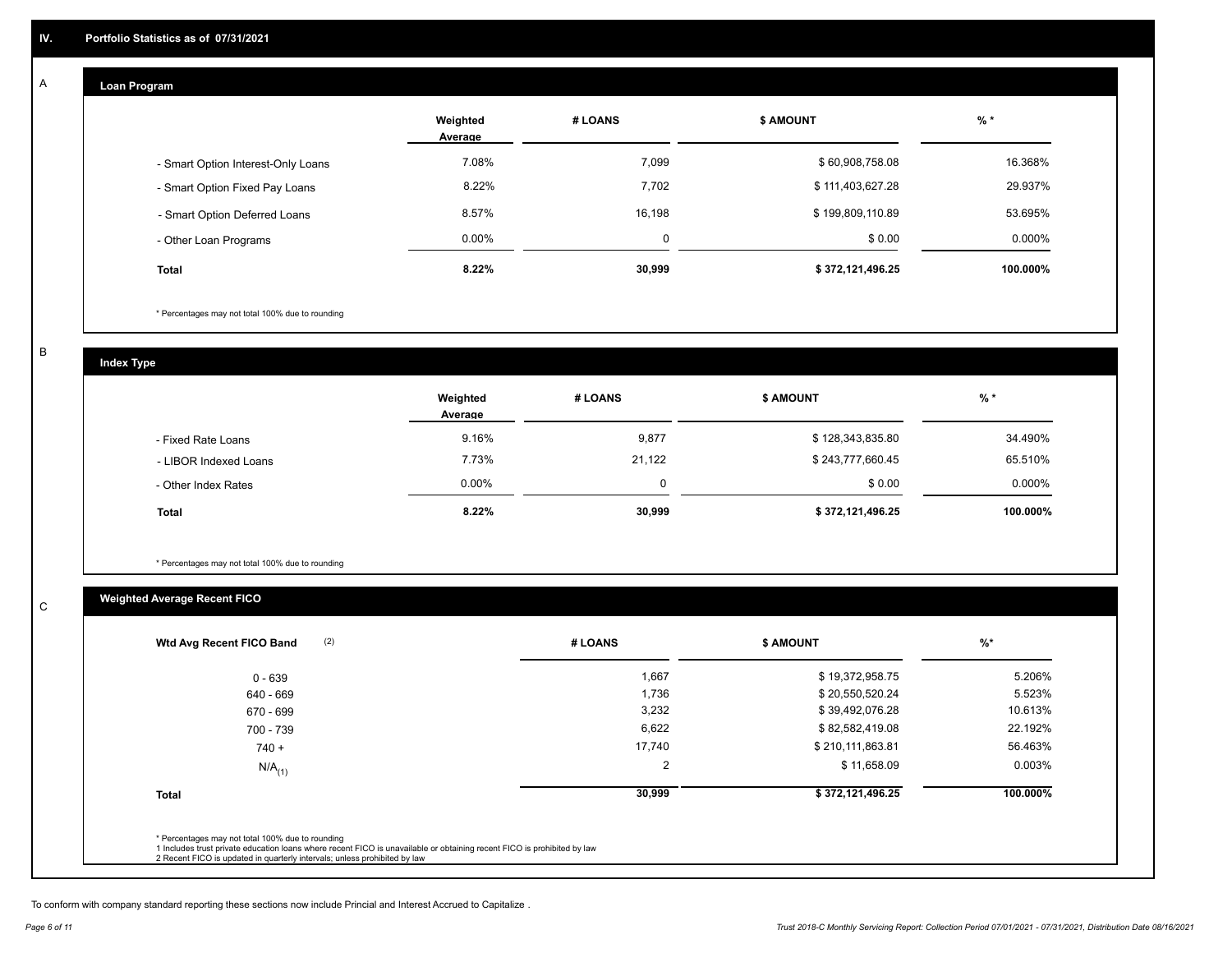## IV. Portfolio Statistics as of 07/31/2021

### A Loan Program

| | Weighted Average | # LOANS | $ AMOUNT | % * |
|---|---|---|---|---|
| - Smart Option Interest-Only Loans | 7.08% | 7,099 | $ 60,908,758.08 | 16.368% |
| - Smart Option Fixed Pay Loans | 8.22% | 7,702 | $ 111,403,627.28 | 29.937% |
| - Smart Option Deferred Loans | 8.57% | 16,198 | $ 199,809,110.89 | 53.695% |
| - Other Loan Programs | 0.00% | 0 | $ 0.00 | 0.000% |
| **Total** | **8.22%** | **30,999** | **$ 372,121,496.25** | **100.000%** |

\* Percentages may not total 100% due to rounding

### B Index Type

| | Weighted Average | # LOANS | $ AMOUNT | % * |
|---|---|---|---|---|
| - Fixed Rate Loans | 9.16% | 9,877 | $ 128,343,835.80 | 34.490% |
| - LIBOR Indexed Loans | 7.73% | 21,122 | $ 243,777,660.45 | 65.510% |
| - Other Index Rates | 0.00% | 0 | $ 0.00 | 0.000% |
| **Total** | **8.22%** | **30,999** | **$ 372,121,496.25** | **100.000%** |

\* Percentages may not total 100% due to rounding

### C Weighted Average Recent FICO

| Wtd Avg Recent FICO Band (2) | # LOANS | $ AMOUNT | %* |
|---|---|---|---|
| 0 - 639 | 1,667 | $ 19,372,958.75 | 5.206% |
| 640 - 669 | 1,736 | $ 20,550,520.24 | 5.523% |
| 670 - 699 | 3,232 | $ 39,492,076.28 | 10.613% |
| 700 - 739 | 6,622 | $ 82,582,419.08 | 22.192% |
| 740 + | 17,740 | $ 210,111,863.81 | 56.463% |
| N/A(1) | 2 | $ 11,658.09 | 0.003% |
| **Total** | **30,999** | **$ 372,121,496.25** | **100.000%** |

\* Percentages may not total 100% due to rounding
1 Includes trust private education loans where recent FICO is unavailable or obtaining recent FICO is prohibited by law
2 Recent FICO is updated in quarterly intervals; unless prohibited by law

To conform with company standard reporting these sections now include Princial and Interest Accrued to Capitalize .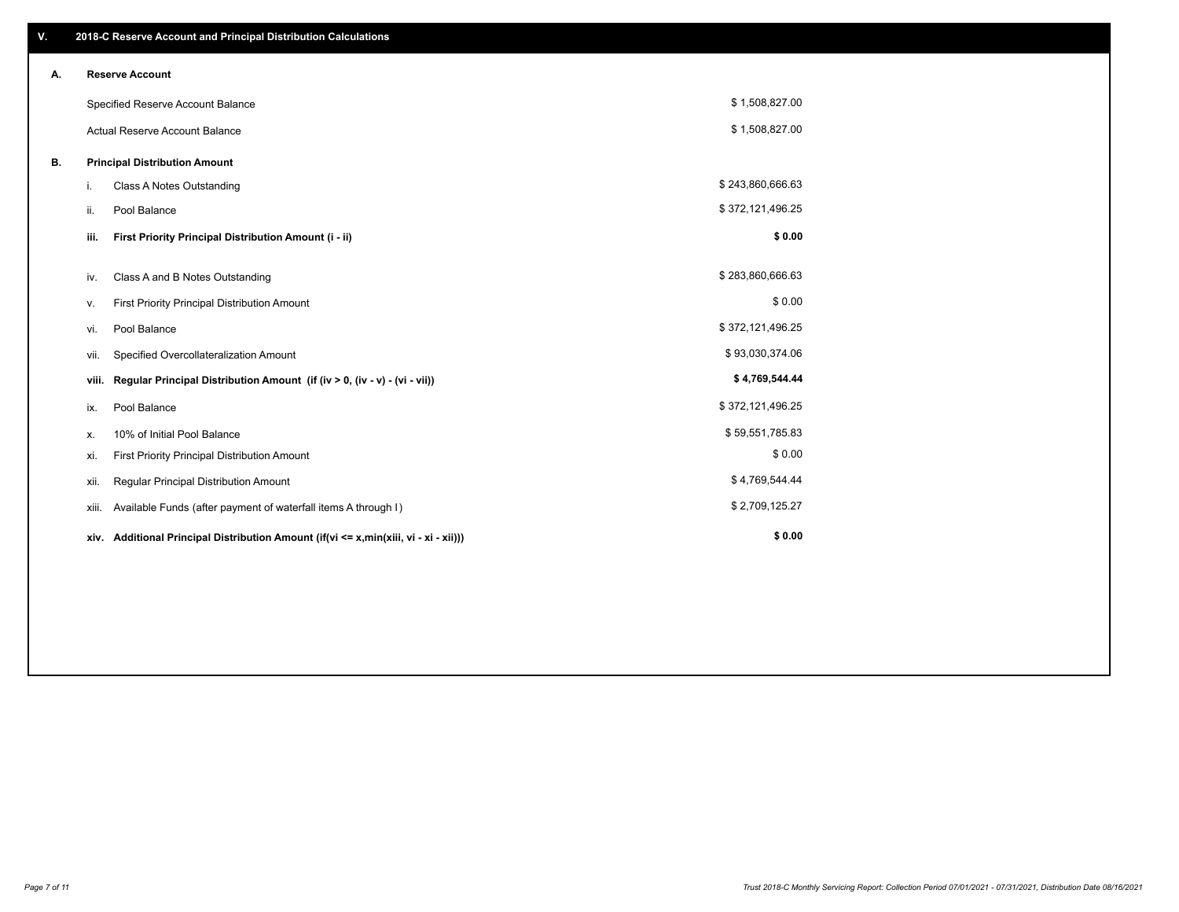## V. 2018-C Reserve Account and Principal Distribution Calculations

### A. Reserve Account

| | |
|---|---|
| Specified Reserve Account Balance | $ 1,508,827.00 |
| Actual Reserve Account Balance | $ 1,508,827.00 |

### B. Principal Distribution Amount

| | | |
|---|---|---|
| i. | Class A Notes Outstanding | $ 243,860,666.63 |
| ii. | Pool Balance | $ 372,121,496.25 |
| **iii.** | **First Priority Principal Distribution Amount (i - ii)** | **$ 0.00** |
| iv. | Class A and B Notes Outstanding | $ 283,860,666.63 |
| v. | First Priority Principal Distribution Amount | $ 0.00 |
| vi. | Pool Balance | $ 372,121,496.25 |
| vii. | Specified Overcollateralization Amount | $ 93,030,374.06 |
| **viii.** | **Regular Principal Distribution Amount (if (iv > 0, (iv - v) - (vi - vii))** | **$ 4,769,544.44** |
| ix. | Pool Balance | $ 372,121,496.25 |
| x. | 10% of Initial Pool Balance | $ 59,551,785.83 |
| xi. | First Priority Principal Distribution Amount | $ 0.00 |
| xii. | Regular Principal Distribution Amount | $ 4,769,544.44 |
| xiii. | Available Funds (after payment of waterfall items A through I) | $ 2,709,125.27 |
| **xiv.** | **Additional Principal Distribution Amount (if(vi <= x,min(xiii, vi - xi - xii)))** | **$ 0.00** |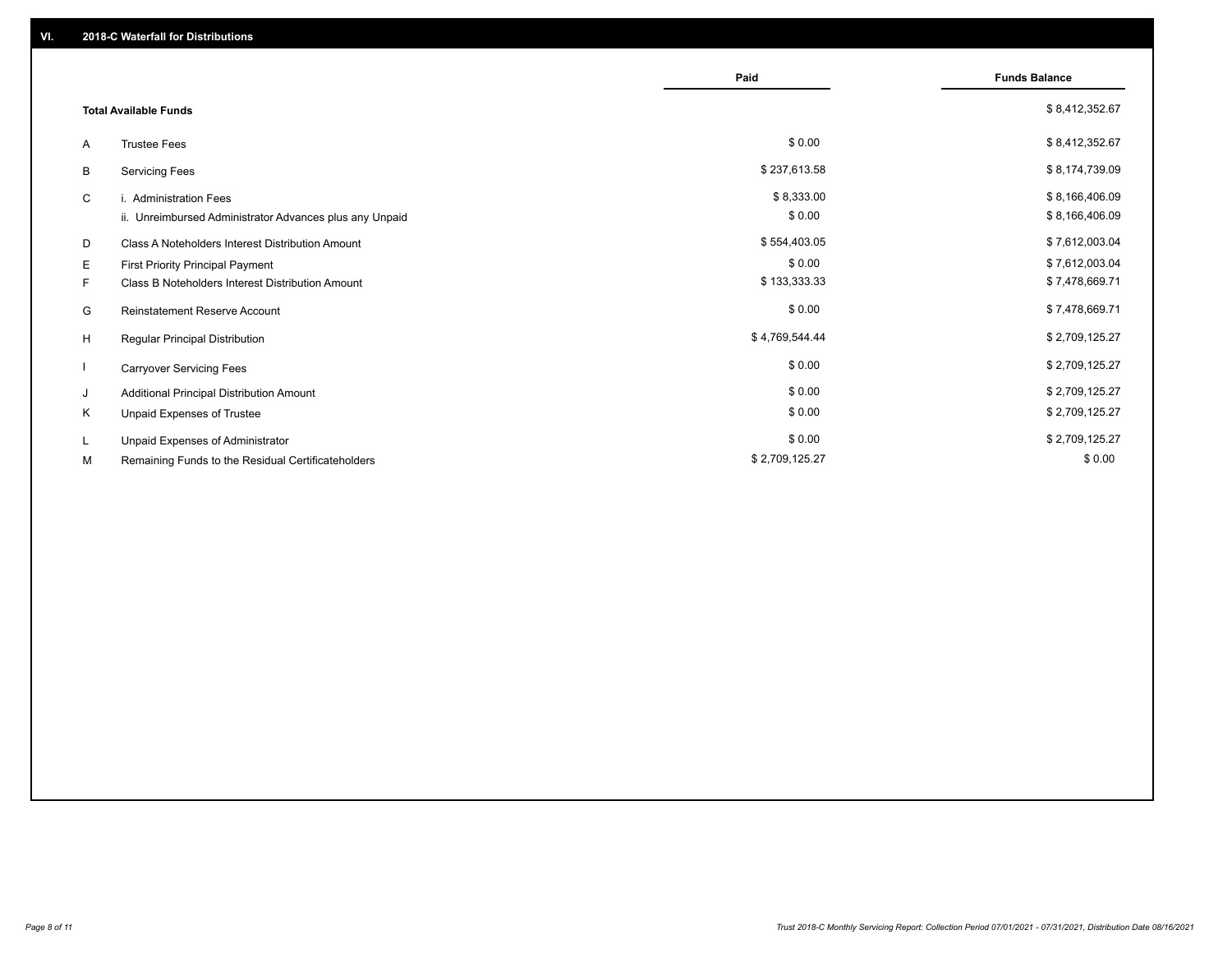## VI. 2018-C Waterfall for Distributions

| | | Paid | Funds Balance |
|---|---|---|---|
| | **Total Available Funds** | | $ 8,412,352.67 |
| A | Trustee Fees | $ 0.00 | $ 8,412,352.67 |
| B | Servicing Fees | $ 237,613.58 | $ 8,174,739.09 |
| C | i. Administration Fees | $ 8,333.00 | $ 8,166,406.09 |
| | ii. Unreimbursed Administrator Advances plus any Unpaid | $ 0.00 | $ 8,166,406.09 |
| D | Class A Noteholders Interest Distribution Amount | $ 554,403.05 | $ 7,612,003.04 |
| E | First Priority Principal Payment | $ 0.00 | $ 7,612,003.04 |
| F | Class B Noteholders Interest Distribution Amount | $ 133,333.33 | $ 7,478,669.71 |
| G | Reinstatement Reserve Account | $ 0.00 | $ 7,478,669.71 |
| H | Regular Principal Distribution | $ 4,769,544.44 | $ 2,709,125.27 |
| I | Carryover Servicing Fees | $ 0.00 | $ 2,709,125.27 |
| J | Additional Principal Distribution Amount | $ 0.00 | $ 2,709,125.27 |
| K | Unpaid Expenses of Trustee | $ 0.00 | $ 2,709,125.27 |
| L | Unpaid Expenses of Administrator | $ 0.00 | $ 2,709,125.27 |
| M | Remaining Funds to the Residual Certificateholders | $ 2,709,125.27 | $ 0.00 |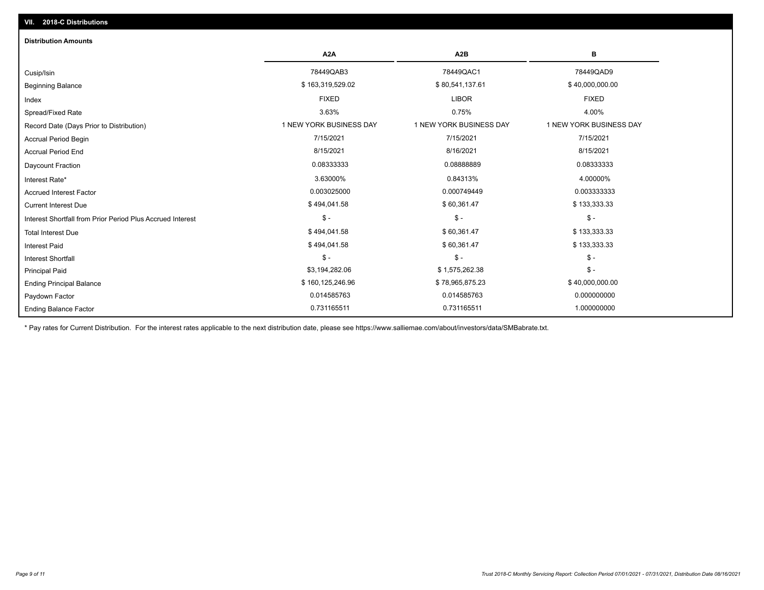## VII. 2018-C Distributions

### Distribution Amounts

| | A2A | A2B | B |
|---|---|---|---|
| Cusip/Isin | 78449QAB3 | 78449QAC1 | 78449QAD9 |
| Beginning Balance | $ 163,319,529.02 | $ 80,541,137.61 | $ 40,000,000.00 |
| Index | FIXED | LIBOR | FIXED |
| Spread/Fixed Rate | 3.63% | 0.75% | 4.00% |
| Record Date (Days Prior to Distribution) | 1 NEW YORK BUSINESS DAY | 1 NEW YORK BUSINESS DAY | 1 NEW YORK BUSINESS DAY |
| Accrual Period Begin | 7/15/2021 | 7/15/2021 | 7/15/2021 |
| Accrual Period End | 8/15/2021 | 8/16/2021 | 8/15/2021 |
| Daycount Fraction | 0.08333333 | 0.08888889 | 0.08333333 |
| Interest Rate* | 3.63000% | 0.84313% | 4.00000% |
| Accrued Interest Factor | 0.003025000 | 0.000749449 | 0.003333333 |
| Current Interest Due | $ 494,041.58 | $ 60,361.47 | $ 133,333.33 |
| Interest Shortfall from Prior Period Plus Accrued Interest | $ - | $ - | $ - |
| Total Interest Due | $ 494,041.58 | $ 60,361.47 | $ 133,333.33 |
| Interest Paid | $ 494,041.58 | $ 60,361.47 | $ 133,333.33 |
| Interest Shortfall | $ - | $ - | $ - |
| Principal Paid | $3,194,282.06 | $ 1,575,262.38 | $ - |
| Ending Principal Balance | $ 160,125,246.96 | $ 78,965,875.23 | $ 40,000,000.00 |
| Paydown Factor | 0.014585763 | 0.014585763 | 0.000000000 |
| Ending Balance Factor | 0.731165511 | 0.731165511 | 1.000000000 |

* Pay rates for Current Distribution. For the interest rates applicable to the next distribution date, please see https://www.salliemae.com/about/investors/data/SMBabrate.txt.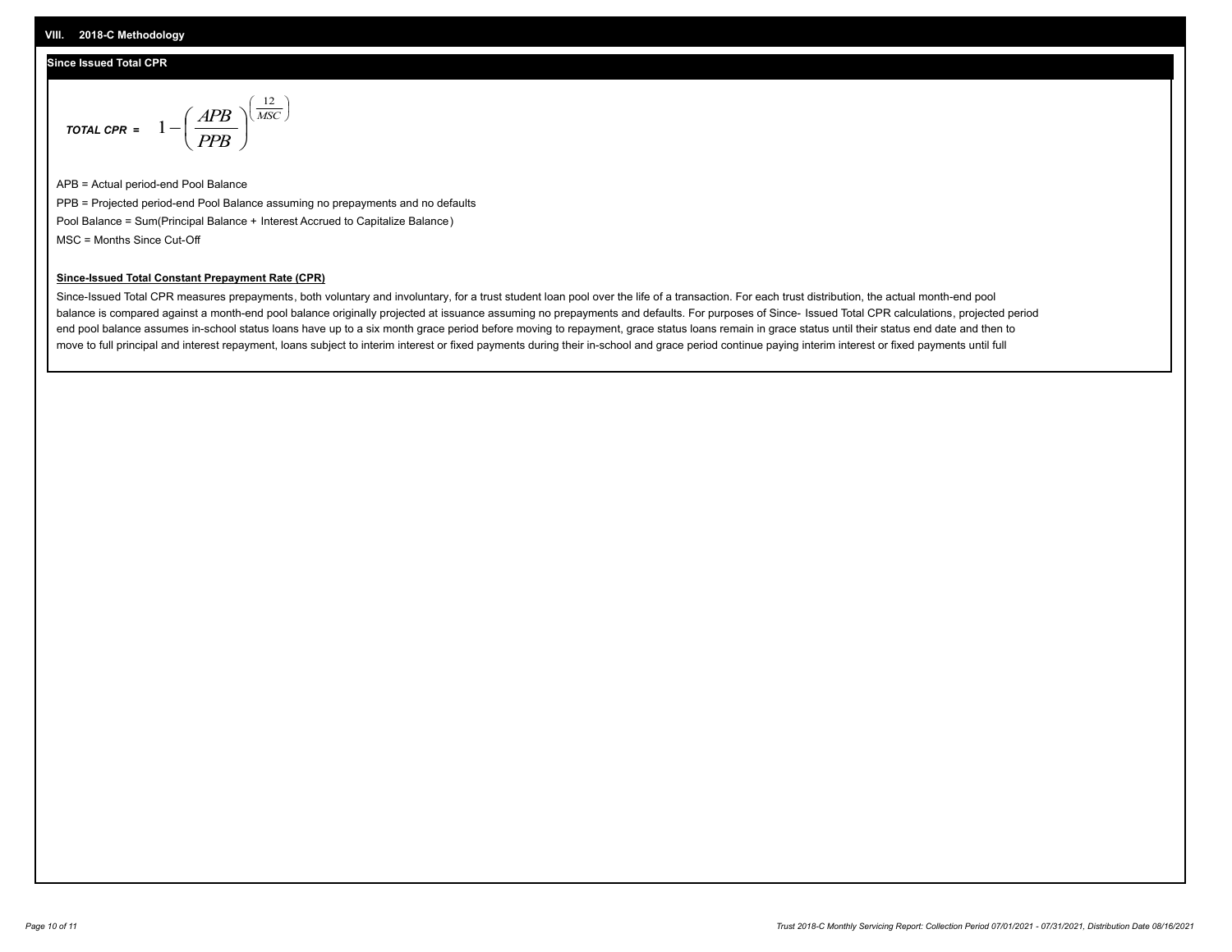## VIII. 2018-C Methodology

### Since Issued Total CPR

$$\textit{TOTAL CPR} = 1 - \left( \frac{APB}{PPB} \right)^{\left( \frac{12}{MSC} \right)}$$

APB = Actual period-end Pool Balance

PPB = Projected period-end Pool Balance assuming no prepayments and no defaults

Pool Balance = Sum(Principal Balance + Interest Accrued to Capitalize Balance)

MSC = Months Since Cut-Off

**Since-Issued Total Constant Prepayment Rate (CPR)**

Since-Issued Total CPR measures prepayments, both voluntary and involuntary, for a trust student loan pool over the life of a transaction. For each trust distribution, the actual month-end pool balance is compared against a month-end pool balance originally projected at issuance assuming no prepayments and defaults. For purposes of Since- Issued Total CPR calculations, projected period end pool balance assumes in-school status loans have up to a six month grace period before moving to repayment, grace status loans remain in grace status until their status end date and then to move to full principal and interest repayment, loans subject to interim interest or fixed payments during their in-school and grace period continue paying interim interest or fixed payments until full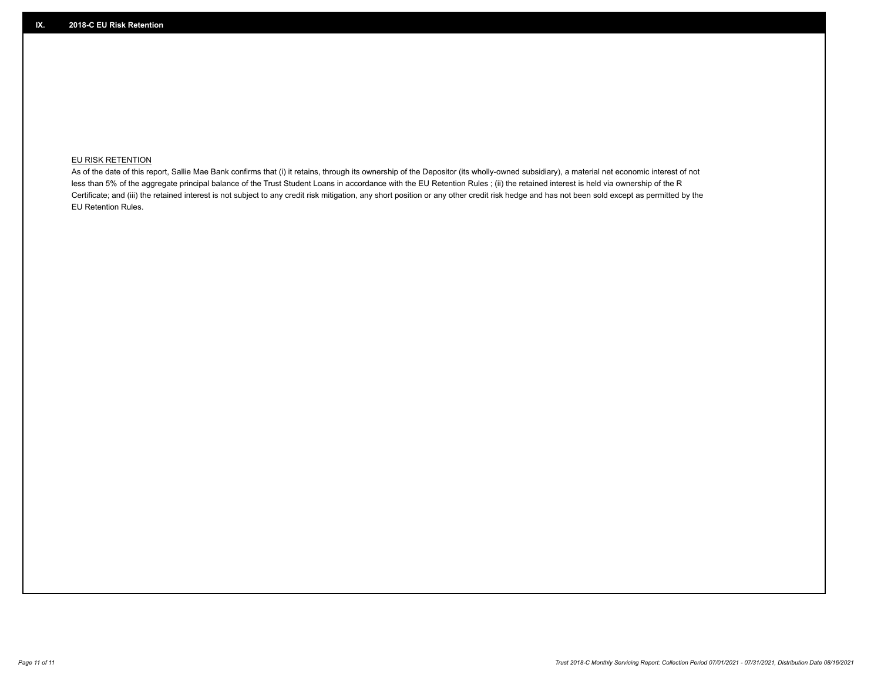## IX. 2018-C EU Risk Retention

EU RISK RETENTION

As of the date of this report, Sallie Mae Bank confirms that (i) it retains, through its ownership of the Depositor (its wholly-owned subsidiary), a material net economic interest of not less than 5% of the aggregate principal balance of the Trust Student Loans in accordance with the EU Retention Rules ; (ii) the retained interest is held via ownership of the R Certificate; and (iii) the retained interest is not subject to any credit risk mitigation, any short position or any other credit risk hedge and has not been sold except as permitted by the EU Retention Rules.